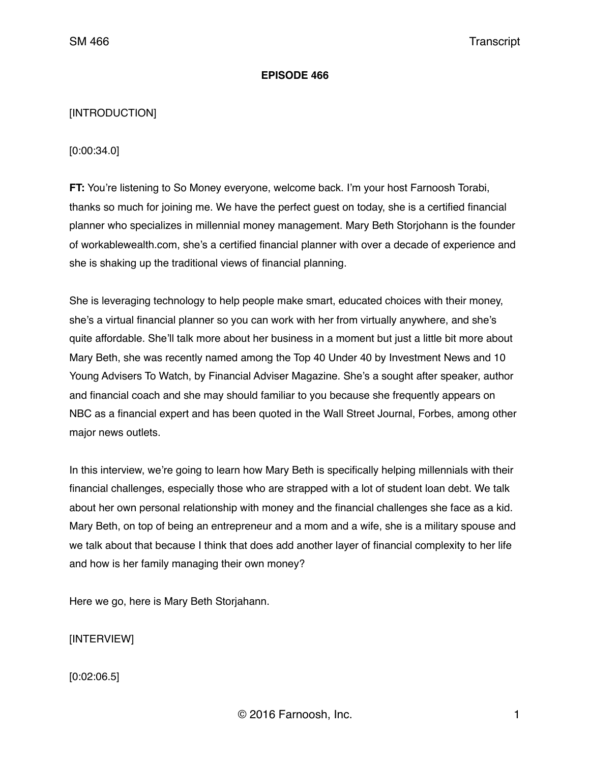**EPISODE 466**

[INTRODUCTION]

[0:00:34.0]

**FT:** You're listening to So Money everyone, welcome back. I'm your host Farnoosh Torabi, thanks so much for joining me. We have the perfect guest on today, she is a certified financial planner who specializes in millennial money management. Mary Beth Storjohann is the founder of workablewealth.com, she's a certified financial planner with over a decade of experience and she is shaking up the traditional views of financial planning.

She is leveraging technology to help people make smart, educated choices with their money, she's a virtual financial planner so you can work with her from virtually anywhere, and she's quite affordable. She'll talk more about her business in a moment but just a little bit more about Mary Beth, she was recently named among the Top 40 Under 40 by Investment News and 10 Young Advisers To Watch, by Financial Adviser Magazine. She's a sought after speaker, author and financial coach and she may should familiar to you because she frequently appears on NBC as a financial expert and has been quoted in the Wall Street Journal, Forbes, among other major news outlets.

In this interview, we're going to learn how Mary Beth is specifically helping millennials with their financial challenges, especially those who are strapped with a lot of student loan debt. We talk about her own personal relationship with money and the financial challenges she face as a kid. Mary Beth, on top of being an entrepreneur and a mom and a wife, she is a military spouse and we talk about that because I think that does add another layer of financial complexity to her life and how is her family managing their own money?

Here we go, here is Mary Beth Storjahann.

[INTERVIEW]

[0:02:06.5]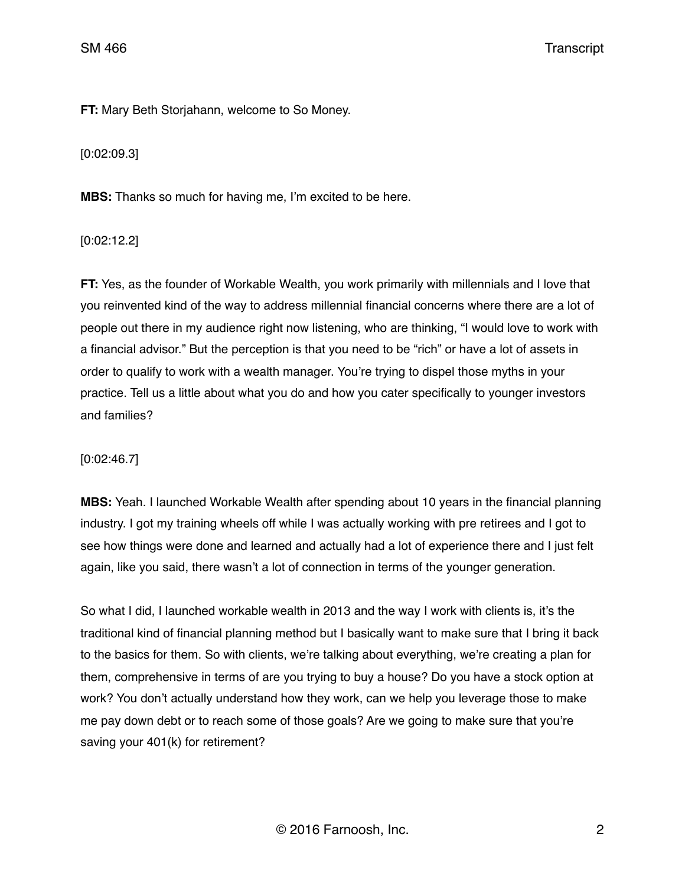**FT:** Mary Beth Storjahann, welcome to So Money.

[0:02:09.3]

**MBS:** Thanks so much for having me, I'm excited to be here.

[0:02:12.2]

**FT:** Yes, as the founder of Workable Wealth, you work primarily with millennials and I love that you reinvented kind of the way to address millennial financial concerns where there are a lot of people out there in my audience right now listening, who are thinking, "I would love to work with a financial advisor." But the perception is that you need to be "rich" or have a lot of assets in order to qualify to work with a wealth manager. You're trying to dispel those myths in your practice. Tell us a little about what you do and how you cater specifically to younger investors and families?

[0:02:46.7]

**MBS:** Yeah. I launched Workable Wealth after spending about 10 years in the financial planning industry. I got my training wheels off while I was actually working with pre retirees and I got to see how things were done and learned and actually had a lot of experience there and I just felt again, like you said, there wasn't a lot of connection in terms of the younger generation.

So what I did, I launched workable wealth in 2013 and the way I work with clients is, it's the traditional kind of financial planning method but I basically want to make sure that I bring it back to the basics for them. So with clients, we're talking about everything, we're creating a plan for them, comprehensive in terms of are you trying to buy a house? Do you have a stock option at work? You don't actually understand how they work, can we help you leverage those to make me pay down debt or to reach some of those goals? Are we going to make sure that you're saving your 401(k) for retirement?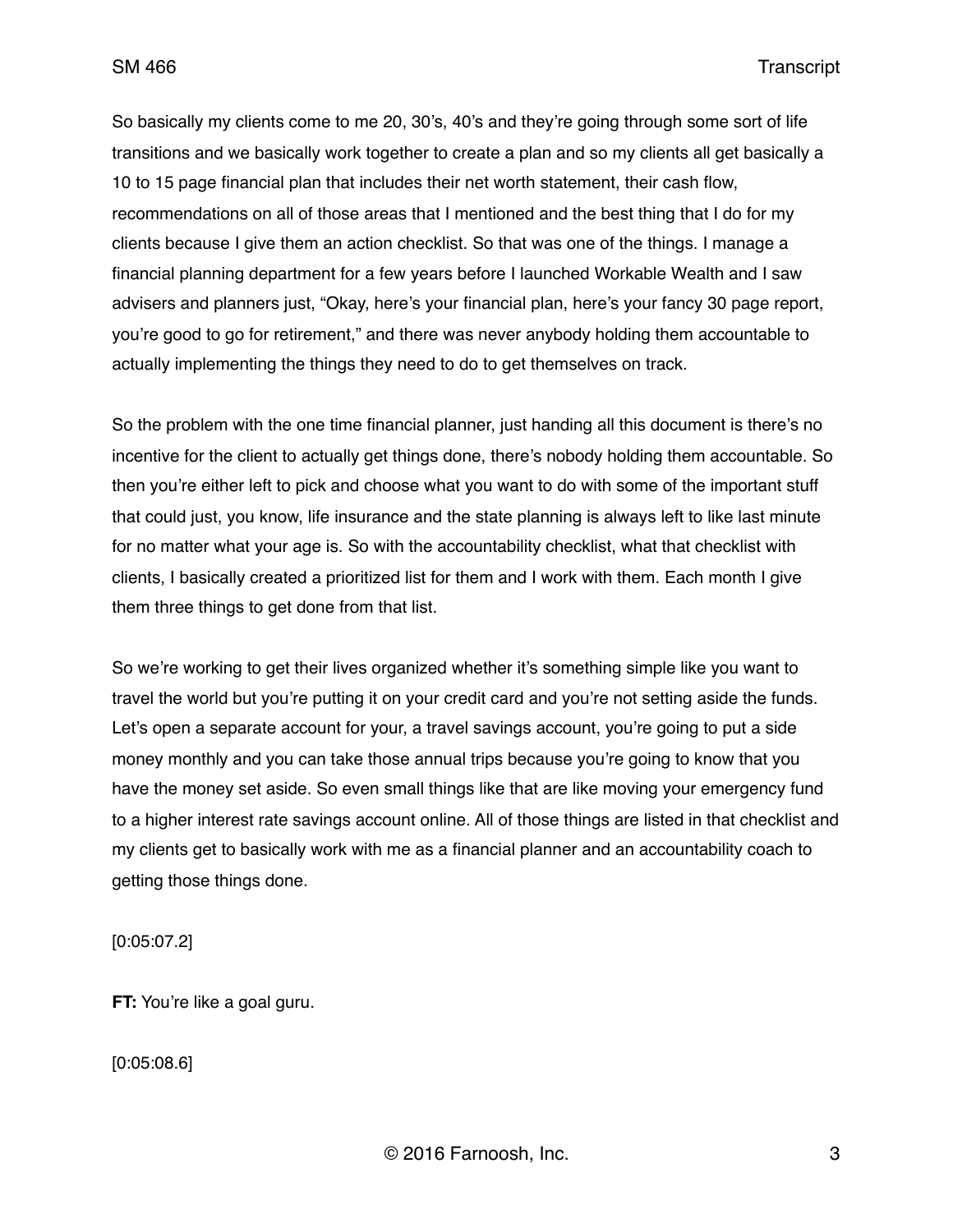So basically my clients come to me 20, 30's, 40's and they're going through some sort of life transitions and we basically work together to create a plan and so my clients all get basically a 10 to 15 page financial plan that includes their net worth statement, their cash flow, recommendations on all of those areas that I mentioned and the best thing that I do for my clients because I give them an action checklist. So that was one of the things. I manage a financial planning department for a few years before I launched Workable Wealth and I saw advisers and planners just, "Okay, here's your financial plan, here's your fancy 30 page report, you're good to go for retirement," and there was never anybody holding them accountable to actually implementing the things they need to do to get themselves on track.

So the problem with the one time financial planner, just handing all this document is there's no incentive for the client to actually get things done, there's nobody holding them accountable. So then you're either left to pick and choose what you want to do with some of the important stuff that could just, you know, life insurance and the state planning is always left to like last minute for no matter what your age is. So with the accountability checklist, what that checklist with clients, I basically created a prioritized list for them and I work with them. Each month I give them three things to get done from that list.

So we're working to get their lives organized whether it's something simple like you want to travel the world but you're putting it on your credit card and you're not setting aside the funds. Let's open a separate account for your, a travel savings account, you're going to put a side money monthly and you can take those annual trips because you're going to know that you have the money set aside. So even small things like that are like moving your emergency fund to a higher interest rate savings account online. All of those things are listed in that checklist and my clients get to basically work with me as a financial planner and an accountability coach to getting those things done.

[0:05:07.2]

**FT:** You're like a goal guru.

[0:05:08.6]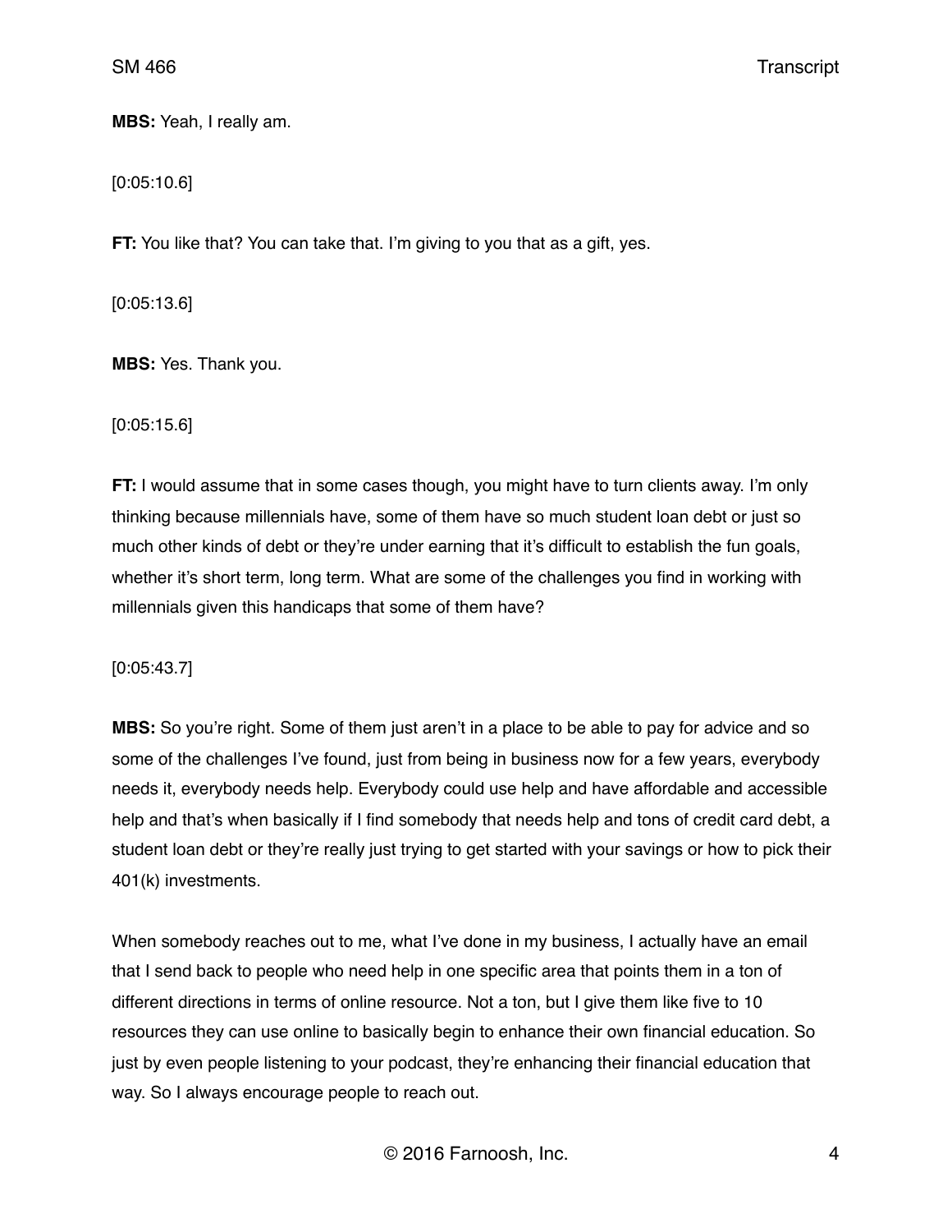**MBS:** Yeah, I really am.

[0:05:10.6]

**FT:** You like that? You can take that. I'm giving to you that as a gift, yes.

[0:05:13.6]

**MBS:** Yes. Thank you.

[0:05:15.6]

**FT:** I would assume that in some cases though, you might have to turn clients away. I'm only thinking because millennials have, some of them have so much student loan debt or just so much other kinds of debt or they're under earning that it's difficult to establish the fun goals, whether it's short term, long term. What are some of the challenges you find in working with millennials given this handicaps that some of them have?

[0:05:43.7]

**MBS:** So you're right. Some of them just aren't in a place to be able to pay for advice and so some of the challenges I've found, just from being in business now for a few years, everybody needs it, everybody needs help. Everybody could use help and have affordable and accessible help and that's when basically if I find somebody that needs help and tons of credit card debt, a student loan debt or they're really just trying to get started with your savings or how to pick their 401(k) investments.

When somebody reaches out to me, what I've done in my business, I actually have an email that I send back to people who need help in one specific area that points them in a ton of different directions in terms of online resource. Not a ton, but I give them like five to 10 resources they can use online to basically begin to enhance their own financial education. So just by even people listening to your podcast, they're enhancing their financial education that way. So I always encourage people to reach out.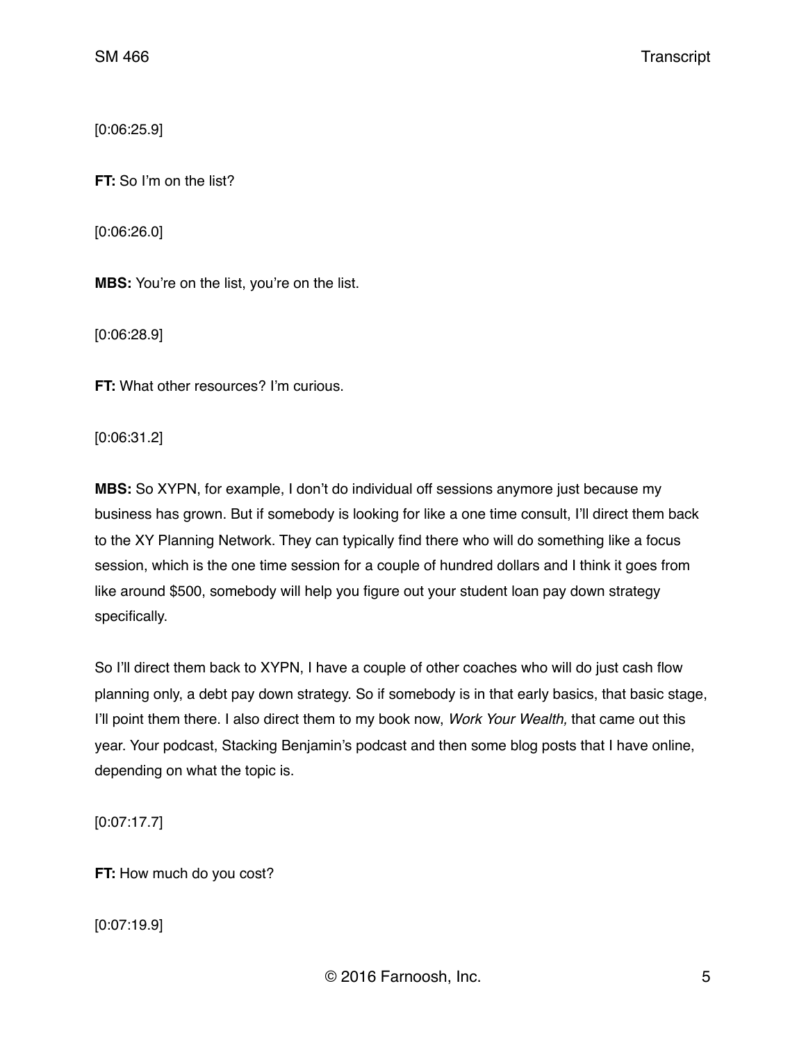[0:06:25.9]

**FT:** So I'm on the list?

[0:06:26.0]

**MBS:** You're on the list, you're on the list.

[0:06:28.9]

**FT:** What other resources? I'm curious.

[0:06:31.2]

**MBS:** So XYPN, for example, I don't do individual off sessions anymore just because my business has grown. But if somebody is looking for like a one time consult, I'll direct them back to the XY Planning Network. They can typically find there who will do something like a focus session, which is the one time session for a couple of hundred dollars and I think it goes from like around $500, somebody will help you figure out your student loan pay down strategy specifically.

So I'll direct them back to XYPN, I have a couple of other coaches who will do just cash flow planning only, a debt pay down strategy. So if somebody is in that early basics, that basic stage, I'll point them there. I also direct them to my book now, *Work Your Wealth,* that came out this year. Your podcast, Stacking Benjamin's podcast and then some blog posts that I have online, depending on what the topic is.

[0:07:17.7]

**FT:** How much do you cost?

[0:07:19.9]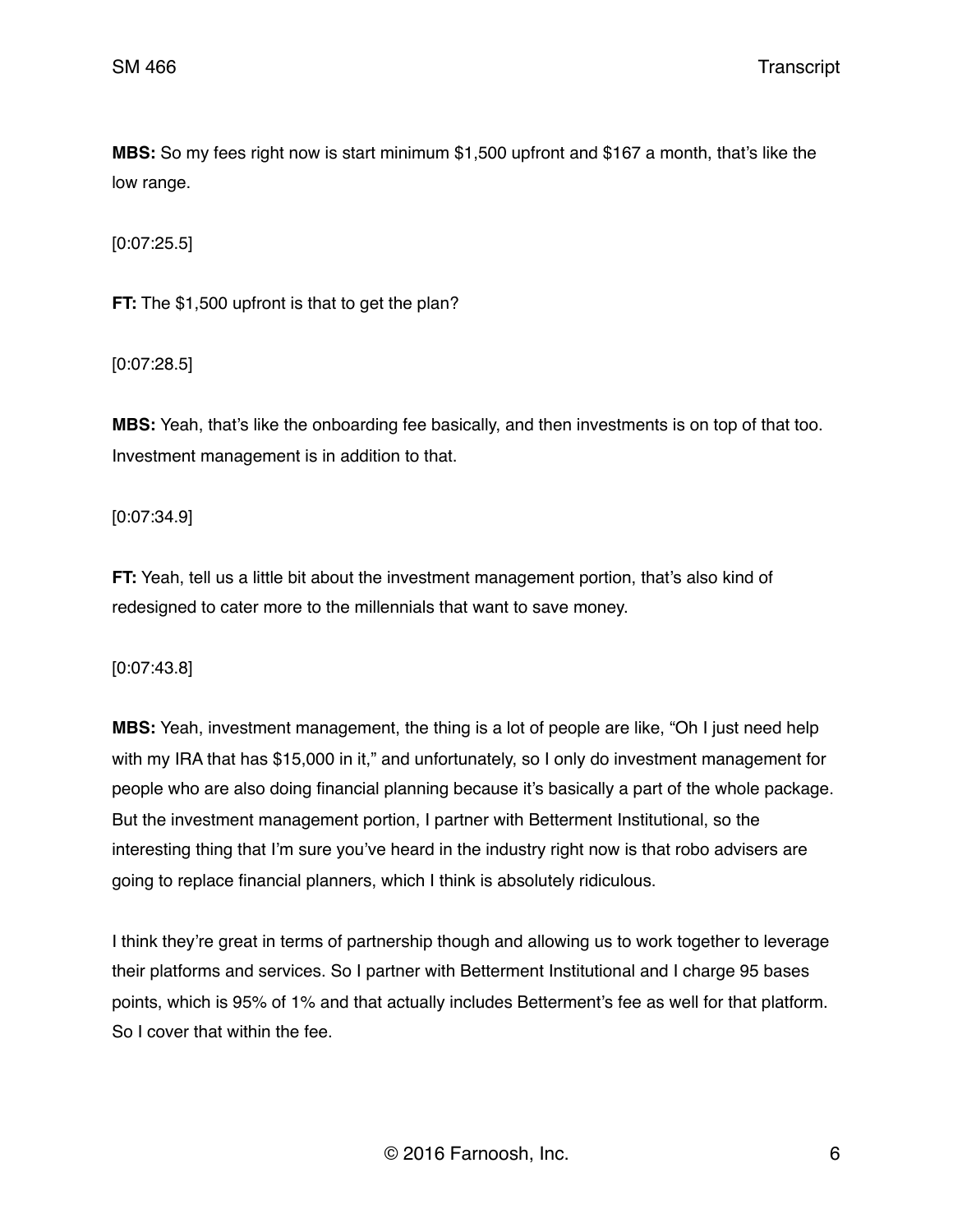**MBS:** So my fees right now is start minimum $1,500 upfront and $167 a month, that's like the low range.

[0:07:25.5]

**FT:** The $1,500 upfront is that to get the plan?

[0:07:28.5]

**MBS:** Yeah, that's like the onboarding fee basically, and then investments is on top of that too. Investment management is in addition to that.

[0:07:34.9]

**FT:** Yeah, tell us a little bit about the investment management portion, that's also kind of redesigned to cater more to the millennials that want to save money.

[0:07:43.8]

**MBS:** Yeah, investment management, the thing is a lot of people are like, "Oh I just need help with my IRA that has $15,000 in it," and unfortunately, so I only do investment management for people who are also doing financial planning because it's basically a part of the whole package. But the investment management portion, I partner with Betterment Institutional, so the interesting thing that I'm sure you've heard in the industry right now is that robo advisers are going to replace financial planners, which I think is absolutely ridiculous.

I think they're great in terms of partnership though and allowing us to work together to leverage their platforms and services. So I partner with Betterment Institutional and I charge 95 bases points, which is 95% of 1% and that actually includes Betterment's fee as well for that platform. So I cover that within the fee.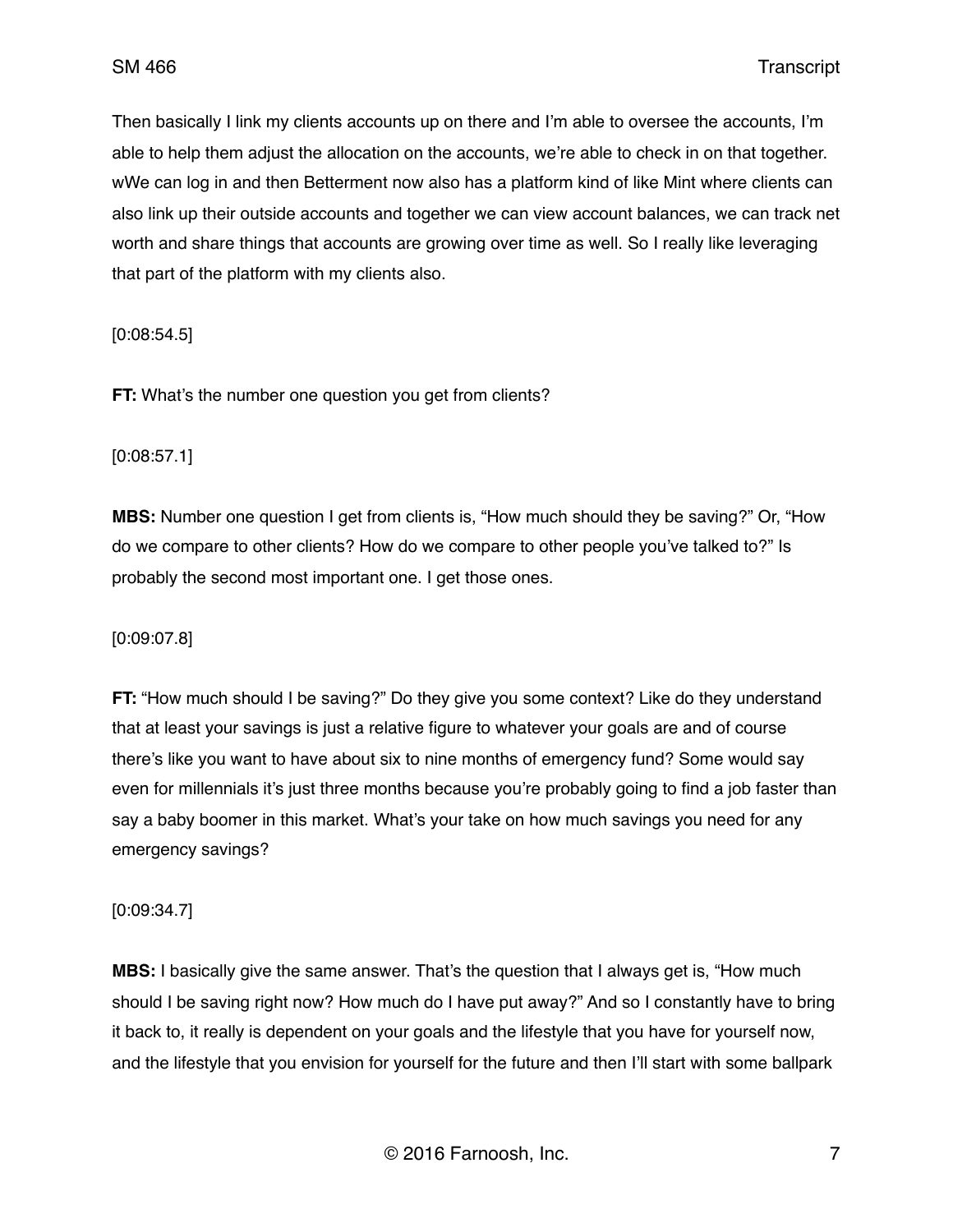Then basically I link my clients accounts up on there and I'm able to oversee the accounts, I'm able to help them adjust the allocation on the accounts, we're able to check in on that together. wWe can log in and then Betterment now also has a platform kind of like Mint where clients can also link up their outside accounts and together we can view account balances, we can track net worth and share things that accounts are growing over time as well. So I really like leveraging that part of the platform with my clients also.

[0:08:54.5]

**FT:** What's the number one question you get from clients?

[0:08:57.1]

**MBS:** Number one question I get from clients is, "How much should they be saving?" Or, "How do we compare to other clients? How do we compare to other people you've talked to?" Is probably the second most important one. I get those ones.

[0:09:07.8]

**FT:** "How much should I be saving?" Do they give you some context? Like do they understand that at least your savings is just a relative figure to whatever your goals are and of course there's like you want to have about six to nine months of emergency fund? Some would say even for millennials it's just three months because you're probably going to find a job faster than say a baby boomer in this market. What's your take on how much savings you need for any emergency savings?

[0:09:34.7]

**MBS:** I basically give the same answer. That's the question that I always get is, "How much should I be saving right now? How much do I have put away?" And so I constantly have to bring it back to, it really is dependent on your goals and the lifestyle that you have for yourself now, and the lifestyle that you envision for yourself for the future and then I'll start with some ballpark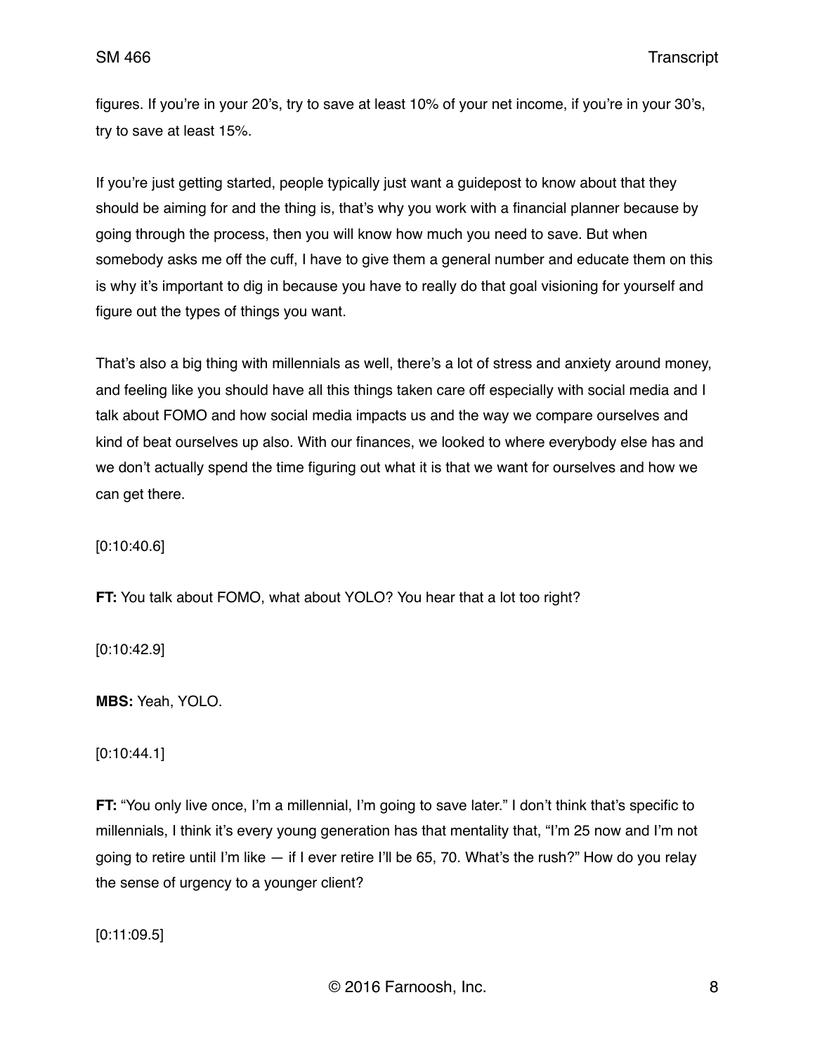figures. If you're in your 20's, try to save at least 10% of your net income, if you're in your 30's, try to save at least 15%.

If you're just getting started, people typically just want a guidepost to know about that they should be aiming for and the thing is, that's why you work with a financial planner because by going through the process, then you will know how much you need to save. But when somebody asks me off the cuff, I have to give them a general number and educate them on this is why it's important to dig in because you have to really do that goal visioning for yourself and figure out the types of things you want.

That's also a big thing with millennials as well, there's a lot of stress and anxiety around money, and feeling like you should have all this things taken care off especially with social media and I talk about FOMO and how social media impacts us and the way we compare ourselves and kind of beat ourselves up also. With our finances, we looked to where everybody else has and we don't actually spend the time figuring out what it is that we want for ourselves and how we can get there.

[0:10:40.6]

**FT:** You talk about FOMO, what about YOLO? You hear that a lot too right?

[0:10:42.9]

**MBS:** Yeah, YOLO.

[0:10:44.1]

**FT:** "You only live once, I'm a millennial, I'm going to save later." I don't think that's specific to millennials, I think it's every young generation has that mentality that, "I'm 25 now and I'm not going to retire until I'm like — if I ever retire I'll be 65, 70. What's the rush?" How do you relay the sense of urgency to a younger client?

[0:11:09.5]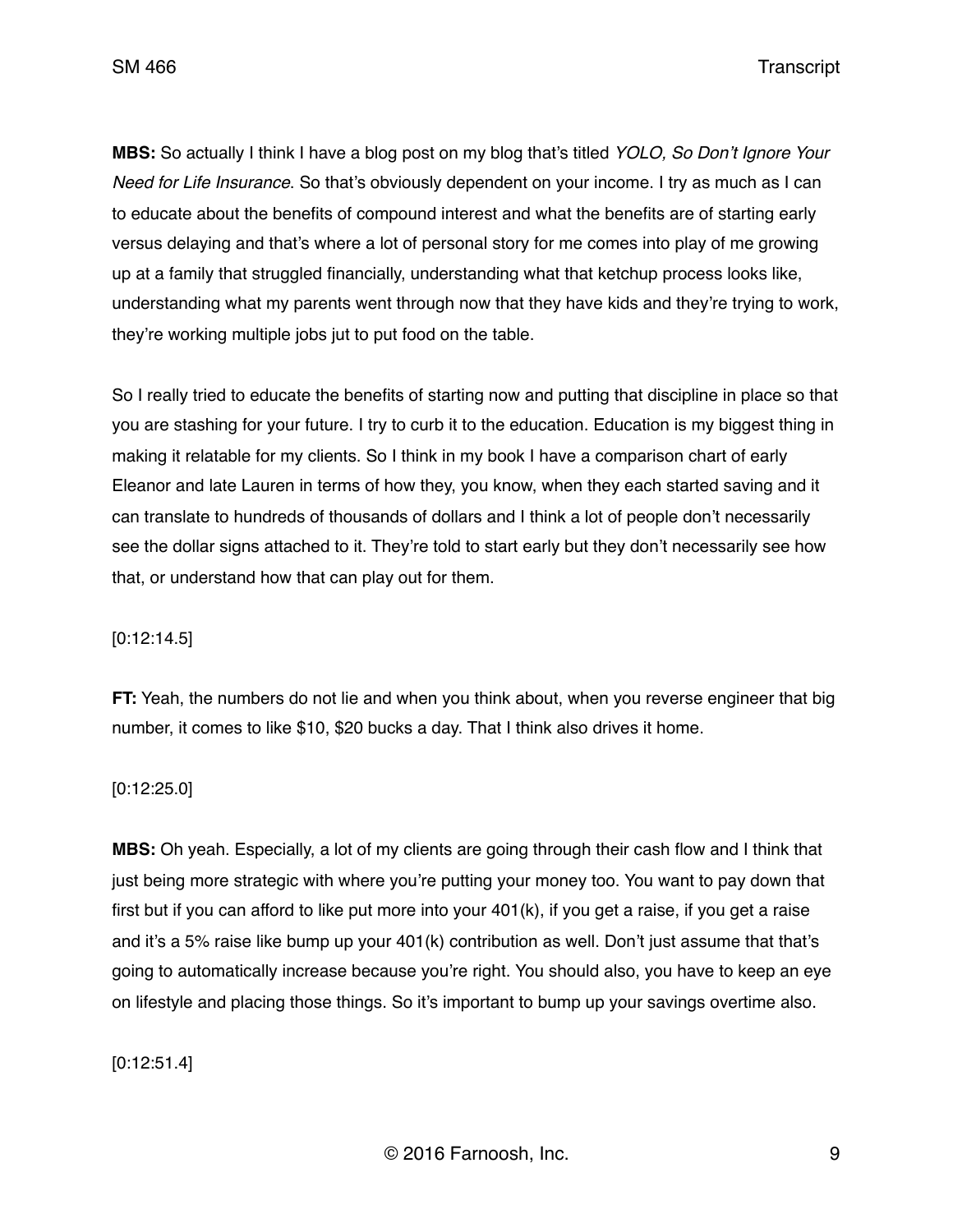**MBS:** So actually I think I have a blog post on my blog that's titled *YOLO, So Don't Ignore Your Need for Life Insurance*. So that's obviously dependent on your income. I try as much as I can to educate about the benefits of compound interest and what the benefits are of starting early versus delaying and that's where a lot of personal story for me comes into play of me growing up at a family that struggled financially, understanding what that ketchup process looks like, understanding what my parents went through now that they have kids and they're trying to work, they're working multiple jobs jut to put food on the table.

So I really tried to educate the benefits of starting now and putting that discipline in place so that you are stashing for your future. I try to curb it to the education. Education is my biggest thing in making it relatable for my clients. So I think in my book I have a comparison chart of early Eleanor and late Lauren in terms of how they, you know, when they each started saving and it can translate to hundreds of thousands of dollars and I think a lot of people don't necessarily see the dollar signs attached to it. They're told to start early but they don't necessarily see how that, or understand how that can play out for them.

[0:12:14.5]

**FT:** Yeah, the numbers do not lie and when you think about, when you reverse engineer that big number, it comes to like $10, $20 bucks a day. That I think also drives it home.

[0:12:25.0]

**MBS:** Oh yeah. Especially, a lot of my clients are going through their cash flow and I think that just being more strategic with where you're putting your money too. You want to pay down that first but if you can afford to like put more into your 401(k), if you get a raise, if you get a raise and it's a 5% raise like bump up your 401(k) contribution as well. Don't just assume that that's going to automatically increase because you're right. You should also, you have to keep an eye on lifestyle and placing those things. So it's important to bump up your savings overtime also.

[0:12:51.4]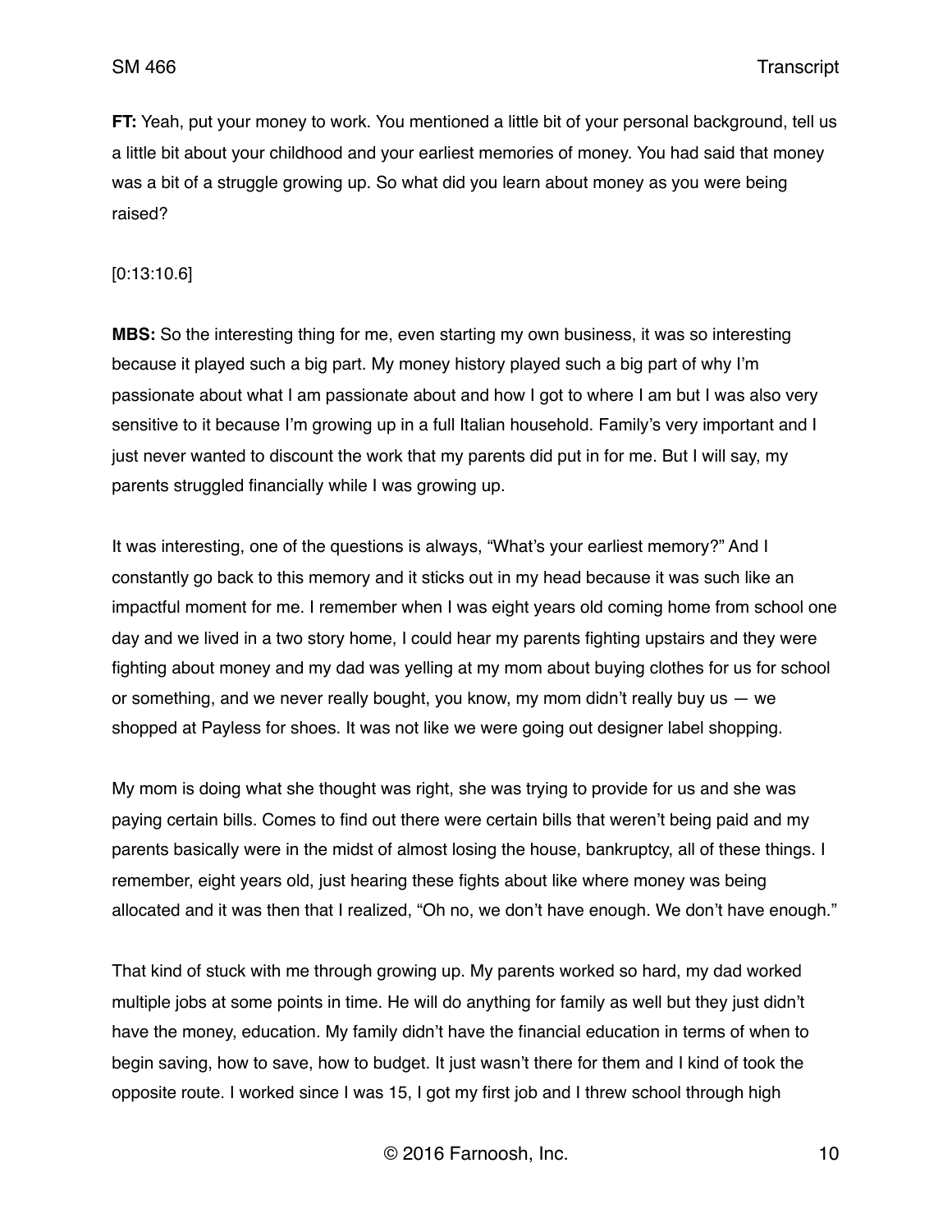**FT:** Yeah, put your money to work. You mentioned a little bit of your personal background, tell us a little bit about your childhood and your earliest memories of money. You had said that money was a bit of a struggle growing up. So what did you learn about money as you were being raised?

[0:13:10.6]

**MBS:** So the interesting thing for me, even starting my own business, it was so interesting because it played such a big part. My money history played such a big part of why I'm passionate about what I am passionate about and how I got to where I am but I was also very sensitive to it because I'm growing up in a full Italian household. Family's very important and I just never wanted to discount the work that my parents did put in for me. But I will say, my parents struggled financially while I was growing up.

It was interesting, one of the questions is always, "What's your earliest memory?" And I constantly go back to this memory and it sticks out in my head because it was such like an impactful moment for me. I remember when I was eight years old coming home from school one day and we lived in a two story home, I could hear my parents fighting upstairs and they were fighting about money and my dad was yelling at my mom about buying clothes for us for school or something, and we never really bought, you know, my mom didn't really buy us — we shopped at Payless for shoes. It was not like we were going out designer label shopping.

My mom is doing what she thought was right, she was trying to provide for us and she was paying certain bills. Comes to find out there were certain bills that weren't being paid and my parents basically were in the midst of almost losing the house, bankruptcy, all of these things. I remember, eight years old, just hearing these fights about like where money was being allocated and it was then that I realized, "Oh no, we don't have enough. We don't have enough."

That kind of stuck with me through growing up. My parents worked so hard, my dad worked multiple jobs at some points in time. He will do anything for family as well but they just didn't have the money, education. My family didn't have the financial education in terms of when to begin saving, how to save, how to budget. It just wasn't there for them and I kind of took the opposite route. I worked since I was 15, I got my first job and I threw school through high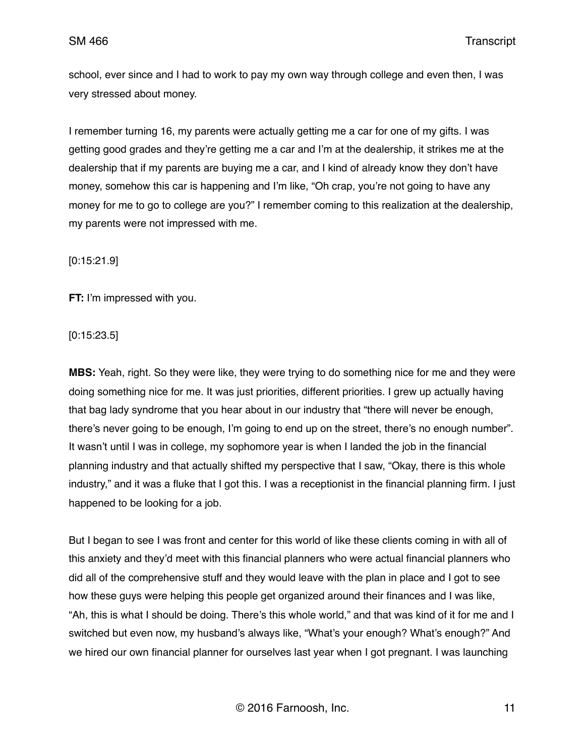school, ever since and I had to work to pay my own way through college and even then, I was very stressed about money.

I remember turning 16, my parents were actually getting me a car for one of my gifts. I was getting good grades and they're getting me a car and I'm at the dealership, it strikes me at the dealership that if my parents are buying me a car, and I kind of already know they don't have money, somehow this car is happening and I'm like, "Oh crap, you're not going to have any money for me to go to college are you?" I remember coming to this realization at the dealership, my parents were not impressed with me.

[0:15:21.9]

**FT:** I'm impressed with you.

[0:15:23.5]

**MBS:** Yeah, right. So they were like, they were trying to do something nice for me and they were doing something nice for me. It was just priorities, different priorities. I grew up actually having that bag lady syndrome that you hear about in our industry that "there will never be enough, there's never going to be enough, I'm going to end up on the street, there's no enough number". It wasn't until I was in college, my sophomore year is when I landed the job in the financial planning industry and that actually shifted my perspective that I saw, "Okay, there is this whole industry," and it was a fluke that I got this. I was a receptionist in the financial planning firm. I just happened to be looking for a job.

But I began to see I was front and center for this world of like these clients coming in with all of this anxiety and they'd meet with this financial planners who were actual financial planners who did all of the comprehensive stuff and they would leave with the plan in place and I got to see how these guys were helping this people get organized around their finances and I was like, "Ah, this is what I should be doing. There's this whole world," and that was kind of it for me and I switched but even now, my husband's always like, "What's your enough? What's enough?" And we hired our own financial planner for ourselves last year when I got pregnant. I was launching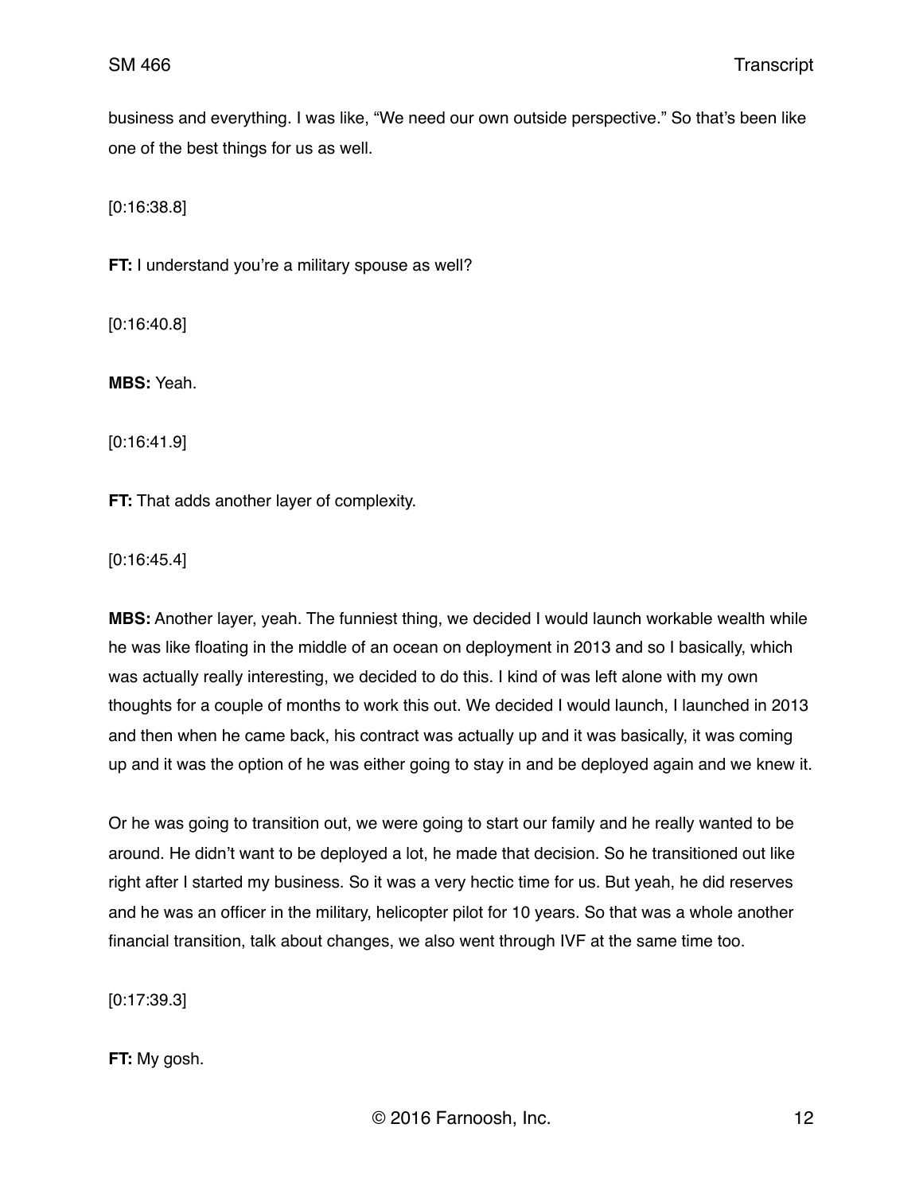business and everything. I was like, "We need our own outside perspective." So that's been like one of the best things for us as well.

[0:16:38.8]

**FT:** I understand you're a military spouse as well?

[0:16:40.8]

**MBS:** Yeah.

[0:16:41.9]

**FT:** That adds another layer of complexity.

[0:16:45.4]

**MBS:** Another layer, yeah. The funniest thing, we decided I would launch workable wealth while he was like floating in the middle of an ocean on deployment in 2013 and so I basically, which was actually really interesting, we decided to do this. I kind of was left alone with my own thoughts for a couple of months to work this out. We decided I would launch, I launched in 2013 and then when he came back, his contract was actually up and it was basically, it was coming up and it was the option of he was either going to stay in and be deployed again and we knew it.

Or he was going to transition out, we were going to start our family and he really wanted to be around. He didn't want to be deployed a lot, he made that decision. So he transitioned out like right after I started my business. So it was a very hectic time for us. But yeah, he did reserves and he was an officer in the military, helicopter pilot for 10 years. So that was a whole another financial transition, talk about changes, we also went through IVF at the same time too.

[0:17:39.3]

**FT:** My gosh.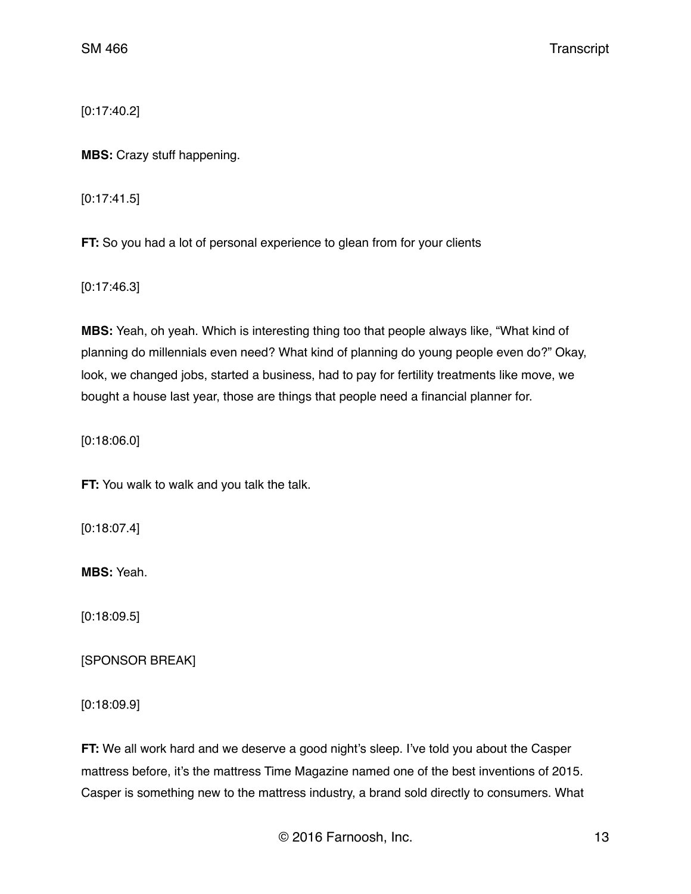[0:17:40.2]

**MBS:** Crazy stuff happening.

[0:17:41.5]

**FT:** So you had a lot of personal experience to glean from for your clients

[0:17:46.3]

**MBS:** Yeah, oh yeah. Which is interesting thing too that people always like, “What kind of planning do millennials even need? What kind of planning do young people even do?” Okay, look, we changed jobs, started a business, had to pay for fertility treatments like move, we bought a house last year, those are things that people need a financial planner for.

[0:18:06.0]

**FT:** You walk to walk and you talk the talk.

[0:18:07.4]

**MBS:** Yeah.

[0:18:09.5]

[SPONSOR BREAK]

[0:18:09.9]

**FT:** We all work hard and we deserve a good night’s sleep. I’ve told you about the Casper mattress before, it’s the mattress Time Magazine named one of the best inventions of 2015. Casper is something new to the mattress industry, a brand sold directly to consumers. What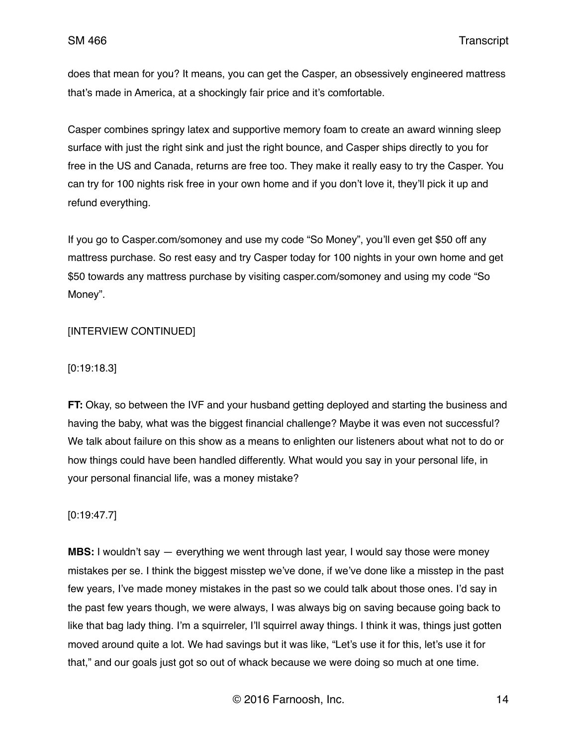does that mean for you? It means, you can get the Casper, an obsessively engineered mattress that's made in America, at a shockingly fair price and it's comfortable.

Casper combines springy latex and supportive memory foam to create an award winning sleep surface with just the right sink and just the right bounce, and Casper ships directly to you for free in the US and Canada, returns are free too. They make it really easy to try the Casper. You can try for 100 nights risk free in your own home and if you don't love it, they'll pick it up and refund everything.

If you go to Casper.com/somoney and use my code "So Money", you'll even get $50 off any mattress purchase. So rest easy and try Casper today for 100 nights in your own home and get $50 towards any mattress purchase by visiting casper.com/somoney and using my code "So Money".

[INTERVIEW CONTINUED]

[0:19:18.3]

**FT:** Okay, so between the IVF and your husband getting deployed and starting the business and having the baby, what was the biggest financial challenge? Maybe it was even not successful? We talk about failure on this show as a means to enlighten our listeners about what not to do or how things could have been handled differently. What would you say in your personal life, in your personal financial life, was a money mistake?

[0:19:47.7]

**MBS:** I wouldn't say — everything we went through last year, I would say those were money mistakes per se. I think the biggest misstep we've done, if we've done like a misstep in the past few years, I've made money mistakes in the past so we could talk about those ones. I'd say in the past few years though, we were always, I was always big on saving because going back to like that bag lady thing. I'm a squirreler, I'll squirrel away things. I think it was, things just gotten moved around quite a lot. We had savings but it was like, "Let's use it for this, let's use it for that," and our goals just got so out of whack because we were doing so much at one time.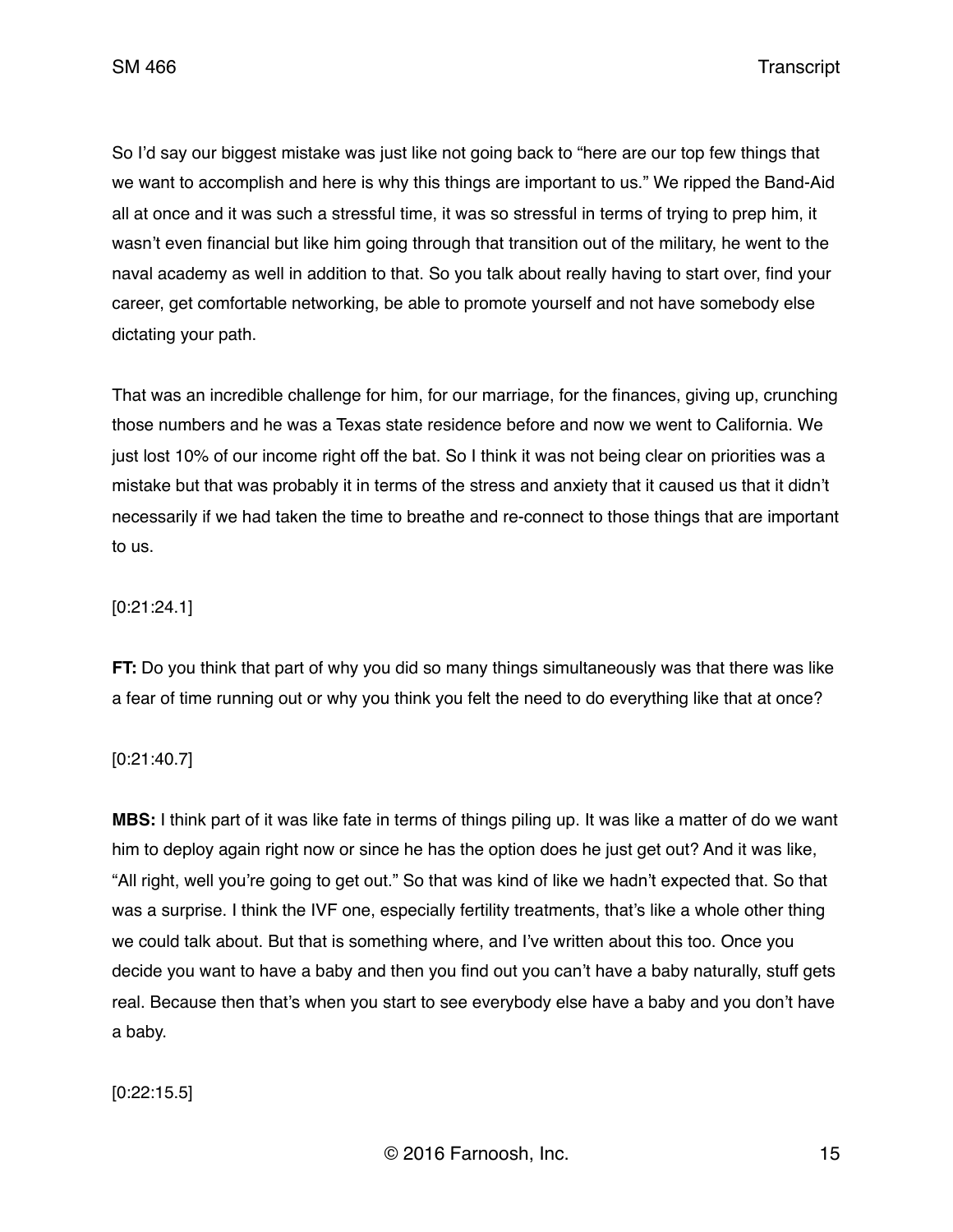So I'd say our biggest mistake was just like not going back to "here are our top few things that we want to accomplish and here is why this things are important to us." We ripped the Band-Aid all at once and it was such a stressful time, it was so stressful in terms of trying to prep him, it wasn't even financial but like him going through that transition out of the military, he went to the naval academy as well in addition to that. So you talk about really having to start over, find your career, get comfortable networking, be able to promote yourself and not have somebody else dictating your path.

That was an incredible challenge for him, for our marriage, for the finances, giving up, crunching those numbers and he was a Texas state residence before and now we went to California. We just lost 10% of our income right off the bat. So I think it was not being clear on priorities was a mistake but that was probably it in terms of the stress and anxiety that it caused us that it didn't necessarily if we had taken the time to breathe and re-connect to those things that are important to us.

[0:21:24.1]

**FT:** Do you think that part of why you did so many things simultaneously was that there was like a fear of time running out or why you think you felt the need to do everything like that at once?

[0:21:40.7]

**MBS:** I think part of it was like fate in terms of things piling up. It was like a matter of do we want him to deploy again right now or since he has the option does he just get out? And it was like, "All right, well you're going to get out." So that was kind of like we hadn't expected that. So that was a surprise. I think the IVF one, especially fertility treatments, that's like a whole other thing we could talk about. But that is something where, and I've written about this too. Once you decide you want to have a baby and then you find out you can't have a baby naturally, stuff gets real. Because then that's when you start to see everybody else have a baby and you don't have a baby.

[0:22:15.5]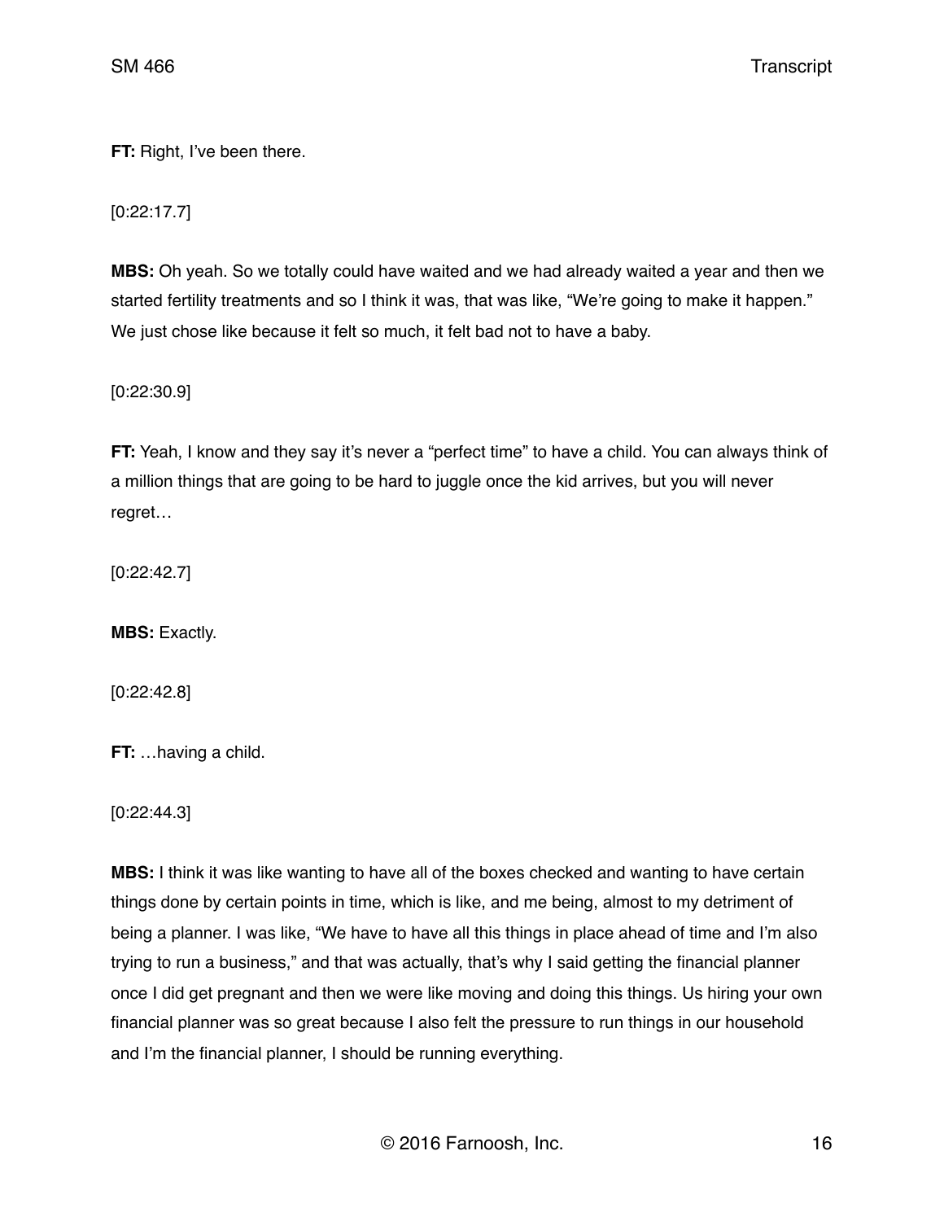**FT:** Right, I've been there.

[0:22:17.7]

**MBS:** Oh yeah. So we totally could have waited and we had already waited a year and then we started fertility treatments and so I think it was, that was like, "We're going to make it happen." We just chose like because it felt so much, it felt bad not to have a baby.

[0:22:30.9]

**FT:** Yeah, I know and they say it's never a "perfect time" to have a child. You can always think of a million things that are going to be hard to juggle once the kid arrives, but you will never regret…

[0:22:42.7]

**MBS:** Exactly.

[0:22:42.8]

**FT:** …having a child.

[0:22:44.3]

**MBS:** I think it was like wanting to have all of the boxes checked and wanting to have certain things done by certain points in time, which is like, and me being, almost to my detriment of being a planner. I was like, "We have to have all this things in place ahead of time and I'm also trying to run a business," and that was actually, that's why I said getting the financial planner once I did get pregnant and then we were like moving and doing this things. Us hiring your own financial planner was so great because I also felt the pressure to run things in our household and I'm the financial planner, I should be running everything.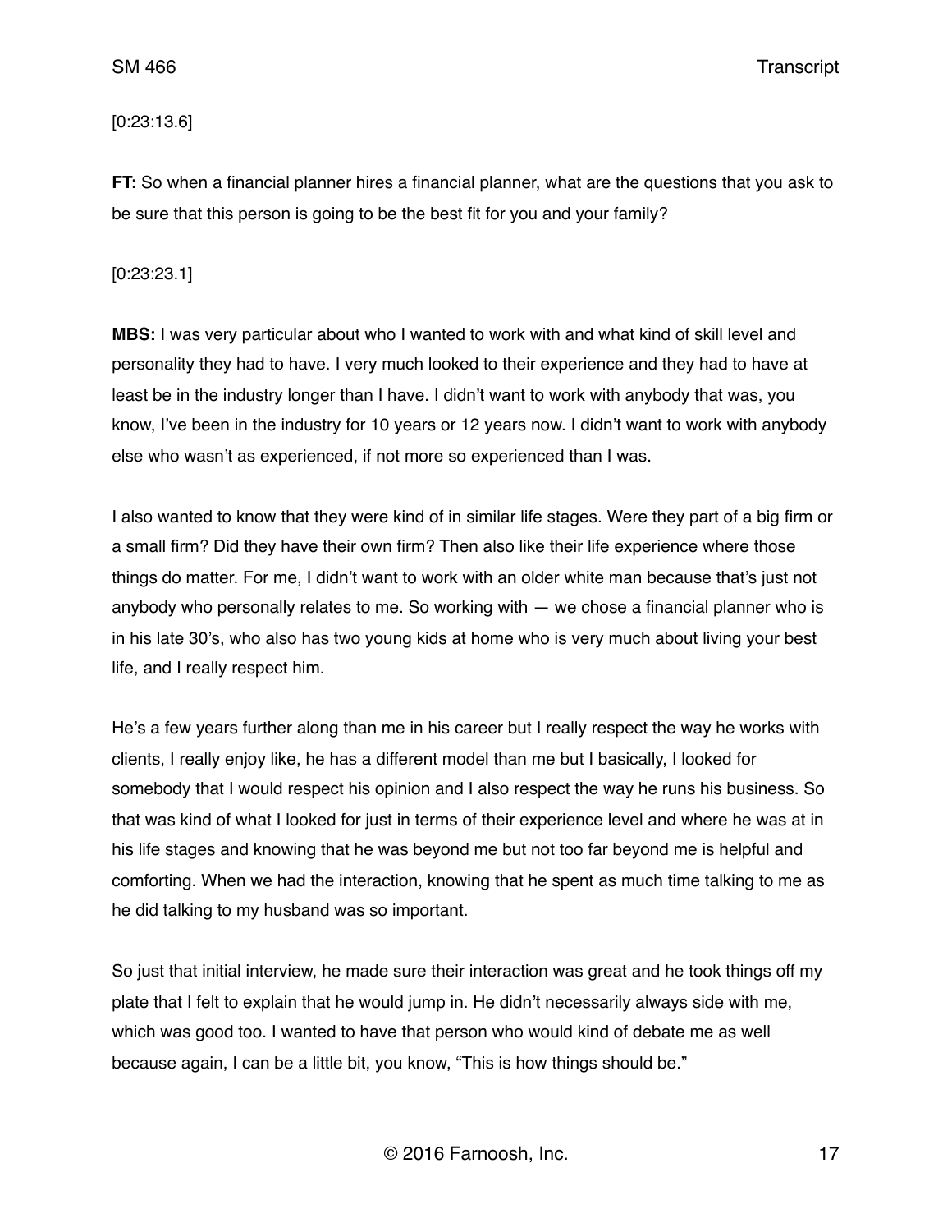[0:23:13.6]

**FT:** So when a financial planner hires a financial planner, what are the questions that you ask to be sure that this person is going to be the best fit for you and your family?

[0:23:23.1]

**MBS:** I was very particular about who I wanted to work with and what kind of skill level and personality they had to have. I very much looked to their experience and they had to have at least be in the industry longer than I have. I didn't want to work with anybody that was, you know, I've been in the industry for 10 years or 12 years now. I didn't want to work with anybody else who wasn't as experienced, if not more so experienced than I was.

I also wanted to know that they were kind of in similar life stages. Were they part of a big firm or a small firm? Did they have their own firm? Then also like their life experience where those things do matter. For me, I didn't want to work with an older white man because that's just not anybody who personally relates to me. So working with — we chose a financial planner who is in his late 30's, who also has two young kids at home who is very much about living your best life, and I really respect him.

He's a few years further along than me in his career but I really respect the way he works with clients, I really enjoy like, he has a different model than me but I basically, I looked for somebody that I would respect his opinion and I also respect the way he runs his business. So that was kind of what I looked for just in terms of their experience level and where he was at in his life stages and knowing that he was beyond me but not too far beyond me is helpful and comforting. When we had the interaction, knowing that he spent as much time talking to me as he did talking to my husband was so important.

So just that initial interview, he made sure their interaction was great and he took things off my plate that I felt to explain that he would jump in. He didn't necessarily always side with me, which was good too. I wanted to have that person who would kind of debate me as well because again, I can be a little bit, you know, "This is how things should be."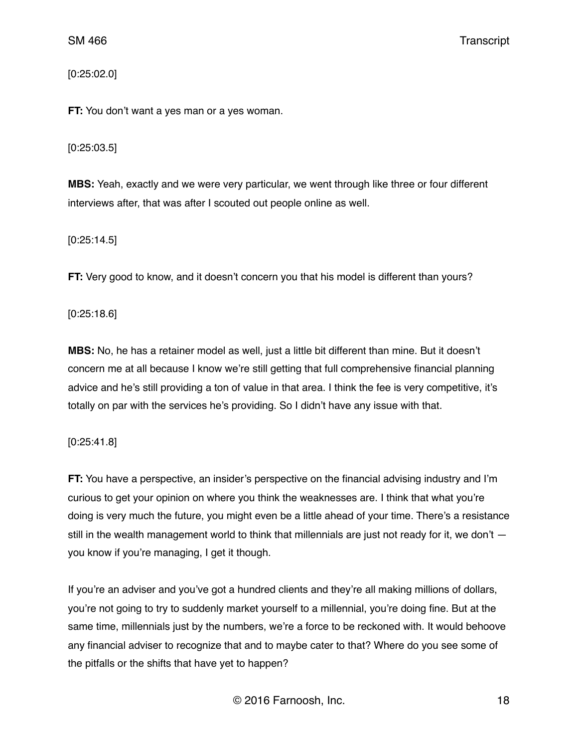[0:25:02.0]

**FT:** You don’t want a yes man or a yes woman.

[0:25:03.5]

**MBS:** Yeah, exactly and we were very particular, we went through like three or four different interviews after, that was after I scouted out people online as well.

[0:25:14.5]

**FT:** Very good to know, and it doesn’t concern you that his model is different than yours?

[0:25:18.6]

**MBS:** No, he has a retainer model as well, just a little bit different than mine. But it doesn’t concern me at all because I know we’re still getting that full comprehensive financial planning advice and he’s still providing a ton of value in that area. I think the fee is very competitive, it’s totally on par with the services he’s providing. So I didn’t have any issue with that.

[0:25:41.8]

**FT:** You have a perspective, an insider’s perspective on the financial advising industry and I’m curious to get your opinion on where you think the weaknesses are. I think that what you’re doing is very much the future, you might even be a little ahead of your time. There’s a resistance still in the wealth management world to think that millennials are just not ready for it, we don’t — you know if you’re managing, I get it though.

If you’re an adviser and you’ve got a hundred clients and they’re all making millions of dollars, you’re not going to try to suddenly market yourself to a millennial, you’re doing fine. But at the same time, millennials just by the numbers, we’re a force to be reckoned with. It would behoove any financial adviser to recognize that and to maybe cater to that? Where do you see some of the pitfalls or the shifts that have yet to happen?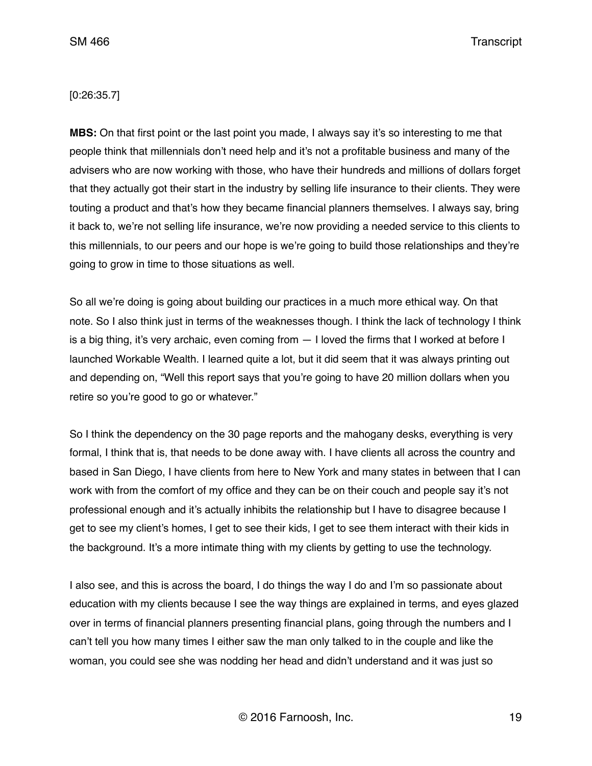[0:26:35.7]

**MBS:** On that first point or the last point you made, I always say it's so interesting to me that people think that millennials don't need help and it's not a profitable business and many of the advisers who are now working with those, who have their hundreds and millions of dollars forget that they actually got their start in the industry by selling life insurance to their clients. They were touting a product and that's how they became financial planners themselves. I always say, bring it back to, we're not selling life insurance, we're now providing a needed service to this clients to this millennials, to our peers and our hope is we're going to build those relationships and they're going to grow in time to those situations as well.

So all we're doing is going about building our practices in a much more ethical way. On that note. So I also think just in terms of the weaknesses though. I think the lack of technology I think is a big thing, it's very archaic, even coming from — I loved the firms that I worked at before I launched Workable Wealth. I learned quite a lot, but it did seem that it was always printing out and depending on, "Well this report says that you're going to have 20 million dollars when you retire so you're good to go or whatever."

So I think the dependency on the 30 page reports and the mahogany desks, everything is very formal, I think that is, that needs to be done away with. I have clients all across the country and based in San Diego, I have clients from here to New York and many states in between that I can work with from the comfort of my office and they can be on their couch and people say it's not professional enough and it's actually inhibits the relationship but I have to disagree because I get to see my client's homes, I get to see their kids, I get to see them interact with their kids in the background. It's a more intimate thing with my clients by getting to use the technology.

I also see, and this is across the board, I do things the way I do and I'm so passionate about education with my clients because I see the way things are explained in terms, and eyes glazed over in terms of financial planners presenting financial plans, going through the numbers and I can't tell you how many times I either saw the man only talked to in the couple and like the woman, you could see she was nodding her head and didn't understand and it was just so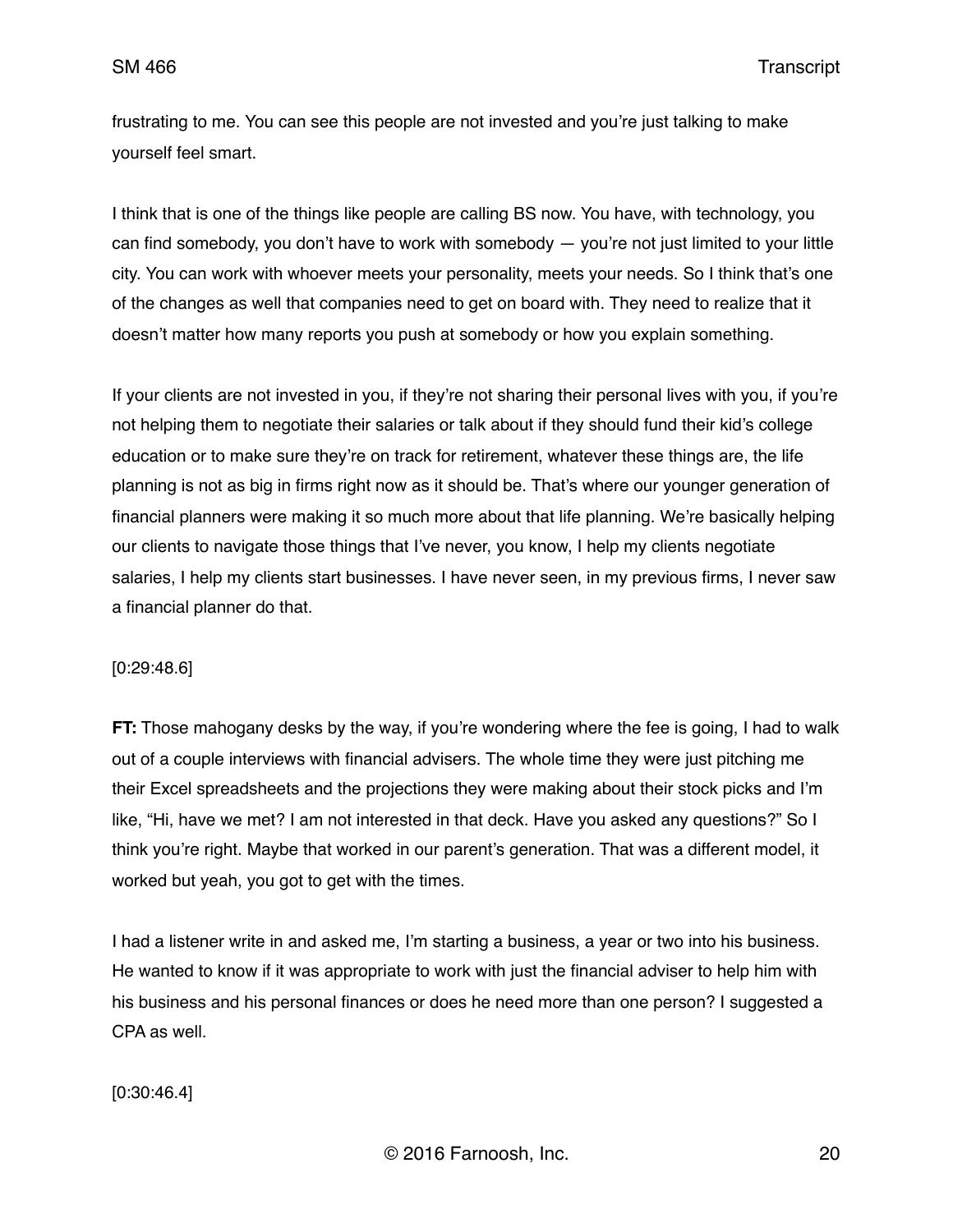frustrating to me. You can see this people are not invested and you're just talking to make yourself feel smart.

I think that is one of the things like people are calling BS now. You have, with technology, you can find somebody, you don't have to work with somebody — you're not just limited to your little city. You can work with whoever meets your personality, meets your needs. So I think that's one of the changes as well that companies need to get on board with. They need to realize that it doesn't matter how many reports you push at somebody or how you explain something.

If your clients are not invested in you, if they're not sharing their personal lives with you, if you're not helping them to negotiate their salaries or talk about if they should fund their kid's college education or to make sure they're on track for retirement, whatever these things are, the life planning is not as big in firms right now as it should be. That's where our younger generation of financial planners were making it so much more about that life planning. We're basically helping our clients to navigate those things that I've never, you know, I help my clients negotiate salaries, I help my clients start businesses. I have never seen, in my previous firms, I never saw a financial planner do that.

[0:29:48.6]

**FT:** Those mahogany desks by the way, if you're wondering where the fee is going, I had to walk out of a couple interviews with financial advisers. The whole time they were just pitching me their Excel spreadsheets and the projections they were making about their stock picks and I'm like, "Hi, have we met? I am not interested in that deck. Have you asked any questions?" So I think you're right. Maybe that worked in our parent's generation. That was a different model, it worked but yeah, you got to get with the times.

I had a listener write in and asked me, I'm starting a business, a year or two into his business. He wanted to know if it was appropriate to work with just the financial adviser to help him with his business and his personal finances or does he need more than one person? I suggested a CPA as well.

[0:30:46.4]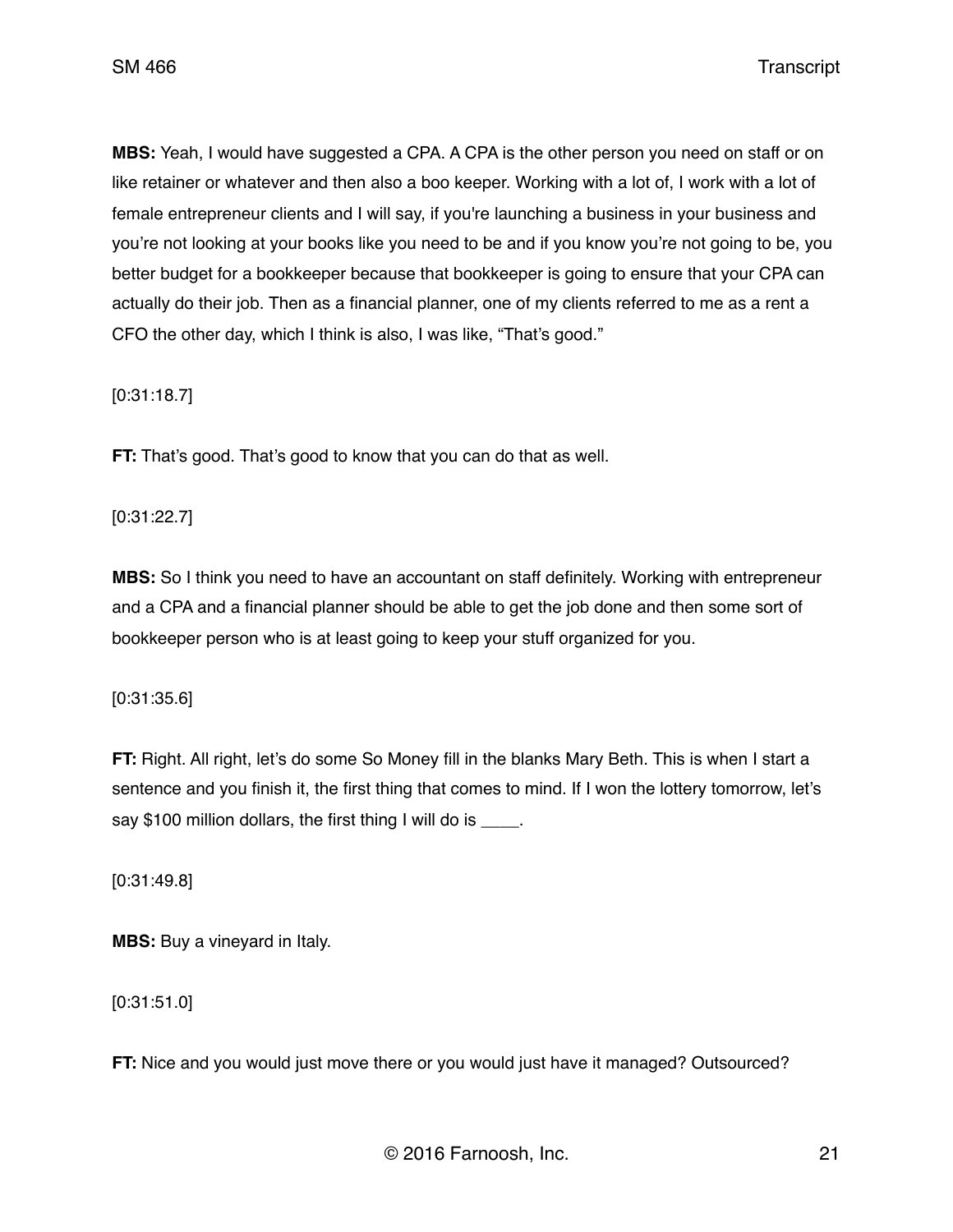**MBS:** Yeah, I would have suggested a CPA. A CPA is the other person you need on staff or on like retainer or whatever and then also a boo keeper. Working with a lot of, I work with a lot of female entrepreneur clients and I will say, if you're launching a business in your business and you're not looking at your books like you need to be and if you know you're not going to be, you better budget for a bookkeeper because that bookkeeper is going to ensure that your CPA can actually do their job. Then as a financial planner, one of my clients referred to me as a rent a CFO the other day, which I think is also, I was like, "That's good."

[0:31:18.7]

**FT:** That's good. That's good to know that you can do that as well.

[0:31:22.7]

**MBS:** So I think you need to have an accountant on staff definitely. Working with entrepreneur and a CPA and a financial planner should be able to get the job done and then some sort of bookkeeper person who is at least going to keep your stuff organized for you.

[0:31:35.6]

**FT:** Right. All right, let's do some So Money fill in the blanks Mary Beth. This is when I start a sentence and you finish it, the first thing that comes to mind. If I won the lottery tomorrow, let's say $100 million dollars, the first thing I will do is ____.

[0:31:49.8]

**MBS:** Buy a vineyard in Italy.

[0:31:51.0]

**FT:** Nice and you would just move there or you would just have it managed? Outsourced?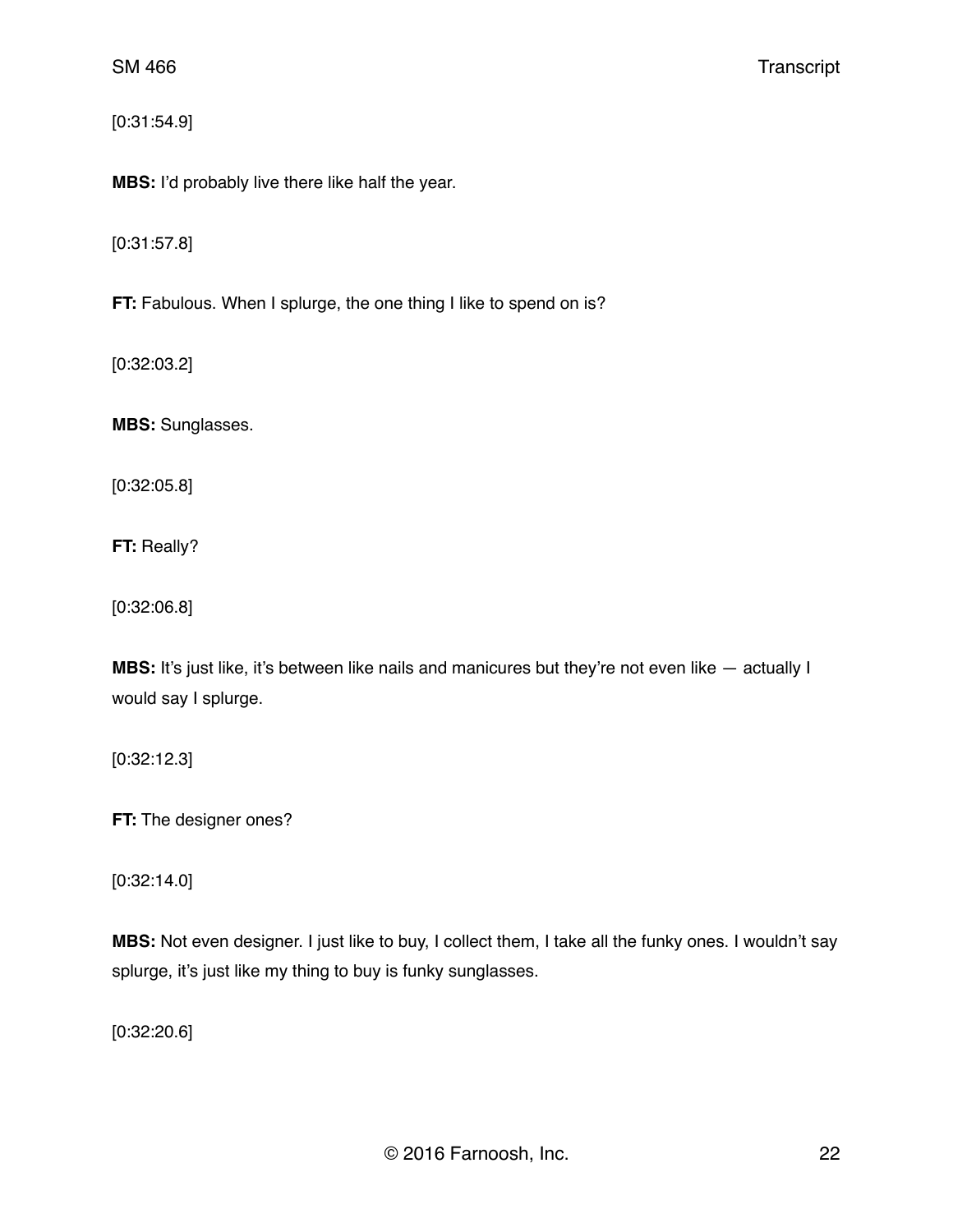[0:31:54.9]

**MBS:** I'd probably live there like half the year.

[0:31:57.8]

**FT:** Fabulous. When I splurge, the one thing I like to spend on is?

[0:32:03.2]

**MBS:** Sunglasses.

[0:32:05.8]

**FT:** Really?

[0:32:06.8]

**MBS:** It's just like, it's between like nails and manicures but they're not even like — actually I would say I splurge.

[0:32:12.3]

**FT:** The designer ones?

[0:32:14.0]

**MBS:** Not even designer. I just like to buy, I collect them, I take all the funky ones. I wouldn't say splurge, it's just like my thing to buy is funky sunglasses.

[0:32:20.6]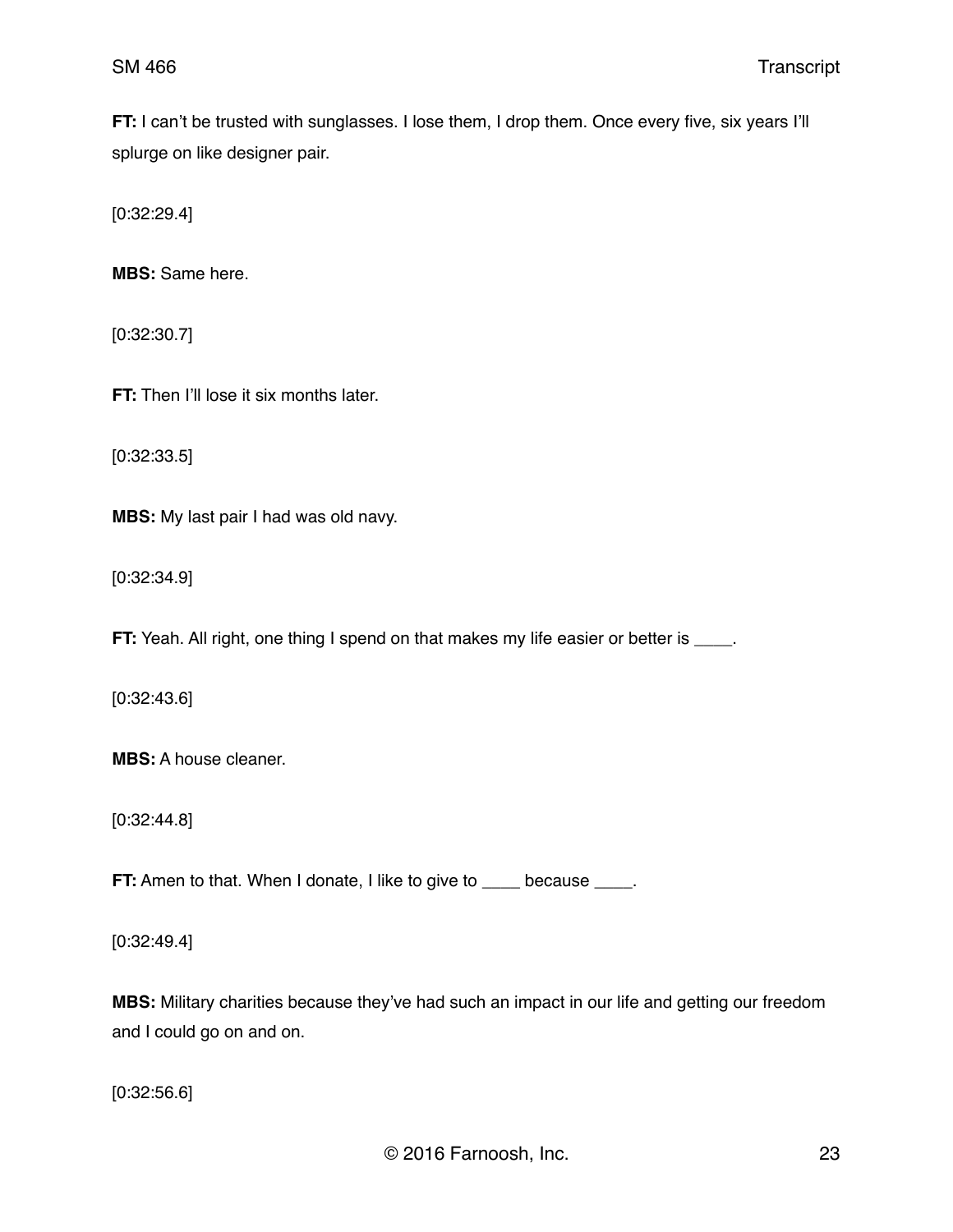**FT:** I can’t be trusted with sunglasses. I lose them, I drop them. Once every five, six years I’ll splurge on like designer pair.

[0:32:29.4]

**MBS:** Same here.

[0:32:30.7]

**FT:** Then I’ll lose it six months later.

[0:32:33.5]

**MBS:** My last pair I had was old navy.

[0:32:34.9]

**FT:** Yeah. All right, one thing I spend on that makes my life easier or better is ____.

[0:32:43.6]

**MBS:** A house cleaner.

[0:32:44.8]

**FT:** Amen to that. When I donate, I like to give to ____ because ____.

[0:32:49.4]

**MBS:** Military charities because they’ve had such an impact in our life and getting our freedom and I could go on and on.

[0:32:56.6]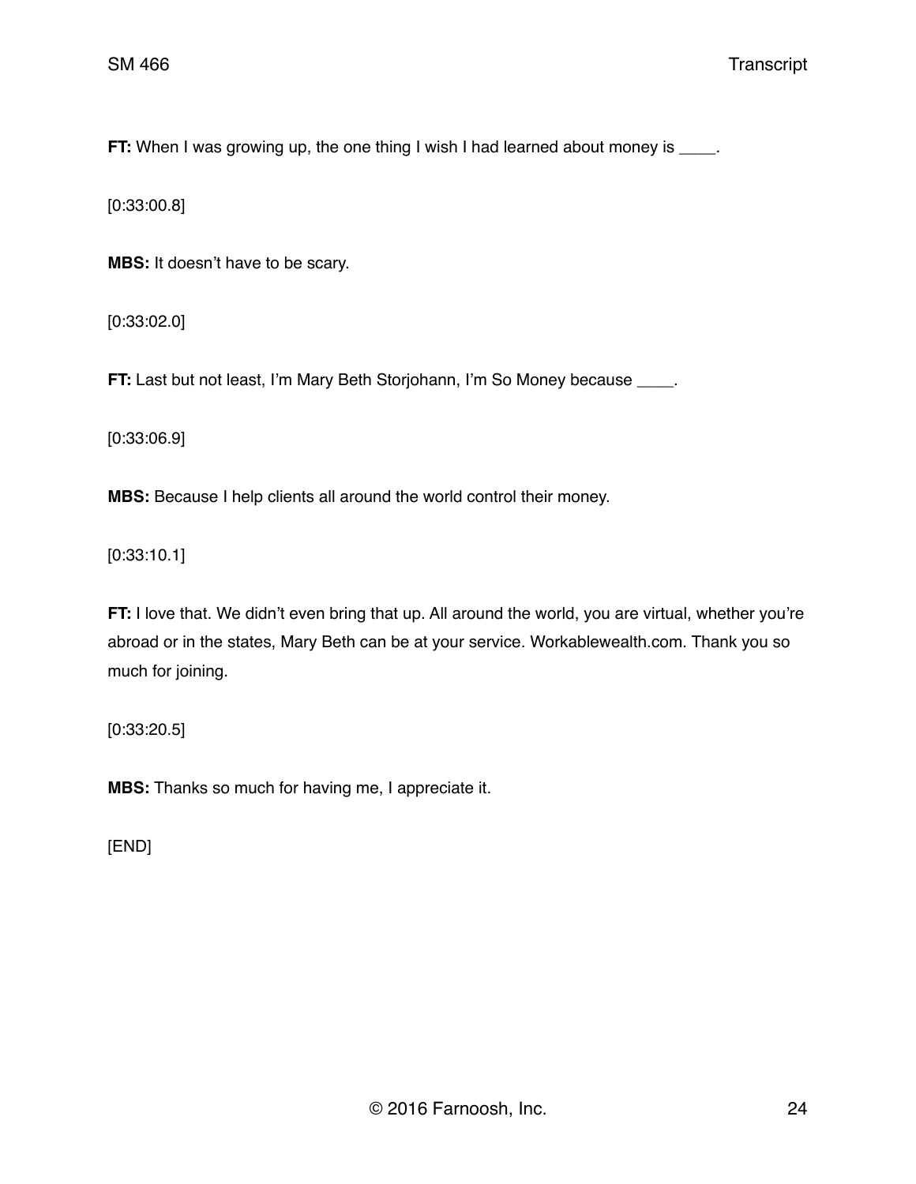**FT:** When I was growing up, the one thing I wish I had learned about money is ____.

[0:33:00.8]

**MBS:** It doesn't have to be scary.

[0:33:02.0]

**FT:** Last but not least, I'm Mary Beth Storjohann, I'm So Money because ____.

[0:33:06.9]

**MBS:** Because I help clients all around the world control their money.

[0:33:10.1]

**FT:** I love that. We didn't even bring that up. All around the world, you are virtual, whether you're abroad or in the states, Mary Beth can be at your service. Workablewealth.com. Thank you so much for joining.

[0:33:20.5]

**MBS:** Thanks so much for having me, I appreciate it.

[END]